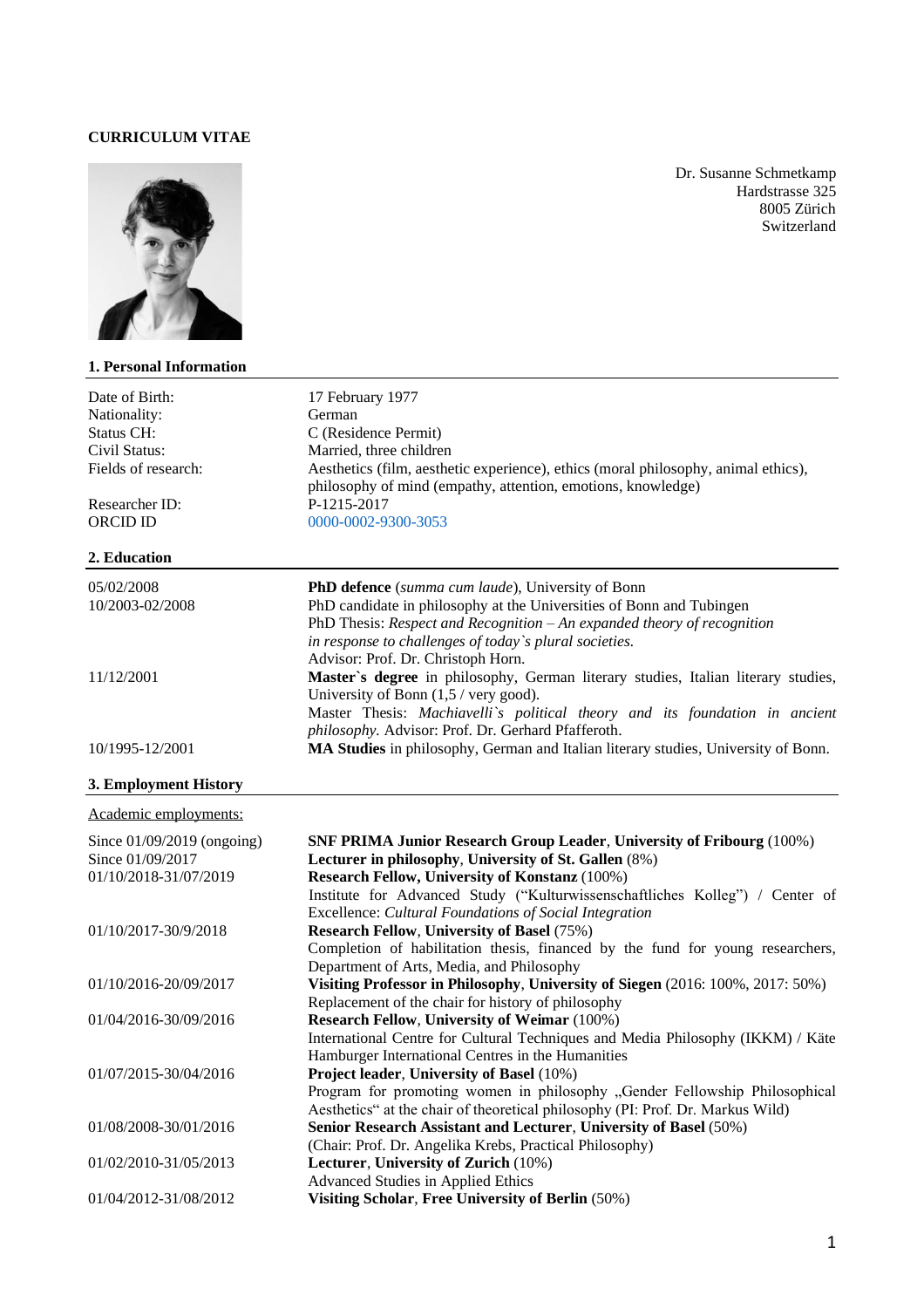# CURRICULUM VITAE

Dr. Susanne Schmetkamp
Hardstrasse 325
8005 Zürich
Switzerland

## 1. Personal Information

| | |
|---|---|
| Date of Birth: | 17 February 1977 |
| Nationality: | German |
| Status CH: | C (Residence Permit) |
| Civil Status: | Married, three children |
| Fields of research: | Aesthetics (film, aesthetic experience), ethics (moral philosophy, animal ethics), philosophy of mind (empathy, attention, emotions, knowledge) |
| Researcher ID: | P-1215-2017 |
| ORCID ID | 0000-0002-9300-3053 |

## 2. Education

| | |
|---|---|
| 05/02/2008 | **PhD defence** (*summa cum laude*), University of Bonn |
| 10/2003-02/2008 | PhD candidate in philosophy at the Universities of Bonn and Tubingen<br>PhD Thesis: *Respect and Recognition – An expanded theory of recognition in response to challenges of today`s plural societies.*<br>Advisor: Prof. Dr. Christoph Horn. |
| 11/12/2001 | **Master`s degree** in philosophy, German literary studies, Italian literary studies, University of Bonn (1,5 / very good).<br>Master Thesis: *Machiavelli`s political theory and its foundation in ancient philosophy.* Advisor: Prof. Dr. Gerhard Pfafferoth. |
| 10/1995-12/2001 | **MA Studies** in philosophy, German and Italian literary studies, University of Bonn. |

## 3. Employment History

Academic employments:

| | |
|---|---|
| Since 01/09/2019 (ongoing) | **SNF PRIMA Junior Research Group Leader**, **University of Fribourg** (100%) |
| Since 01/09/2017 | **Lecturer in philosophy**, **University of St. Gallen** (8%) |
| 01/10/2018-31/07/2019 | **Research Fellow, University of Konstanz** (100%)<br>Institute for Advanced Study ("Kulturwissenschaftliches Kolleg") / Center of Excellence: *Cultural Foundations of Social Integration* |
| 01/10/2017-30/9/2018 | **Research Fellow**, **University of Basel** (75%)<br>Completion of habilitation thesis, financed by the fund for young researchers, Department of Arts, Media, and Philosophy |
| 01/10/2016-20/09/2017 | **Visiting Professor in Philosophy**, **University of Siegen** (2016: 100%, 2017: 50%)<br>Replacement of the chair for history of philosophy |
| 01/04/2016-30/09/2016 | **Research Fellow**, **University of Weimar** (100%)<br>International Centre for Cultural Techniques and Media Philosophy (IKKM) / Käte Hamburger International Centres in the Humanities |
| 01/07/2015-30/04/2016 | **Project leader**, **University of Basel** (10%)<br>Program for promoting women in philosophy „Gender Fellowship Philosophical Aesthetics" at the chair of theoretical philosophy (PI: Prof. Dr. Markus Wild) |
| 01/08/2008-30/01/2016 | **Senior Research Assistant and Lecturer**, **University of Basel** (50%)<br>(Chair: Prof. Dr. Angelika Krebs, Practical Philosophy) |
| 01/02/2010-31/05/2013 | **Lecturer**, **University of Zurich** (10%)<br>Advanced Studies in Applied Ethics |
| 01/04/2012-31/08/2012 | **Visiting Scholar**, **Free University of Berlin** (50%) |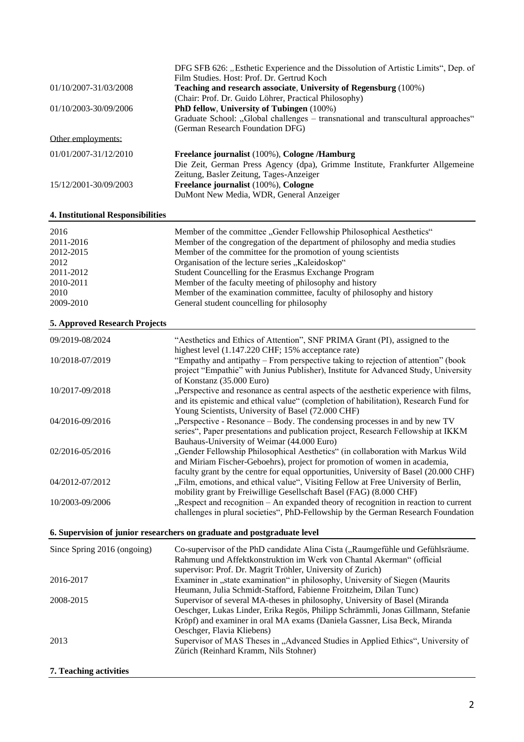| | |
|---|---|
| | DFG SFB 626: „Esthetic Experience and the Dissolution of Artistic Limits“, Dep. of Film Studies. Host: Prof. Dr. Gertrud Koch |
| 01/10/2007-31/03/2008 | **Teaching and research associate**, **University of Regensburg** (100%) (Chair: Prof. Dr. Guido Löhrer, Practical Philosophy) |
| 01/10/2003-30/09/2006 | **PhD fellow**, **University of Tubingen** (100%) Graduate School: „Global challenges – transnational and transcultural approaches“ (German Research Foundation DFG) |

Other employments:

| | |
|---|---|
| 01/01/2007-31/12/2010 | **Freelance journalist** (100%), **Cologne /Hamburg** Die Zeit, German Press Agency (dpa), Grimme Institute, Frankfurter Allgemeine Zeitung, Basler Zeitung, Tages-Anzeiger |
| 15/12/2001-30/09/2003 | **Freelance journalist** (100%), **Cologne** DuMont New Media, WDR, General Anzeiger |

## 4. Institutional Responsibilities

| | |
|---|---|
| 2016 | Member of the committee „Gender Fellowship Philosophical Aesthetics“ |
| 2011-2016 | Member of the congregation of the department of philosophy and media studies |
| 2012-2015 | Member of the committee for the promotion of young scientists |
| 2012 | Organisation of the lecture series „Kaleidoskop“ |
| 2011-2012 | Student Councelling for the Erasmus Exchange Program |
| 2010-2011 | Member of the faculty meeting of philosophy and history |
| 2010 | Member of the examination committee, faculty of philosophy and history |
| 2009-2010 | General student councelling for philosophy |

## 5. Approved Research Projects

| | |
|---|---|
| 09/2019-08/2024 | “Aesthetics and Ethics of Attention”, SNF PRIMA Grant (PI), assigned to the highest level (1.147.220 CHF; 15% acceptance rate) |
| 10/2018-07/2019 | “Empathy and antipathy – From perspective taking to rejection of attention” (book project “Empathie” with Junius Publisher), Institute for Advanced Study, University of Konstanz (35.000 Euro) |
| 10/2017-09/2018 | „Perspective and resonance as central aspects of the aesthetic experience with films, and its epistemic and ethical value“ (completion of habilitation), Research Fund for Young Scientists, University of Basel (72.000 CHF) |
| 04/2016-09/2016 | „Perspective - Resonance – Body. The condensing processes in and by new TV series“, Paper presentations and publication project, Research Fellowship at IKKM Bauhaus-University of Weimar (44.000 Euro) |
| 02/2016-05/2016 | „Gender Fellowship Philosophical Aesthetics“ (in collaboration with Markus Wild and Miriam Fischer-Geboehrs), project for promotion of women in academia, faculty grant by the centre for equal opportunities, University of Basel (20.000 CHF) |
| 04/2012-07/2012 | „Film, emotions, and ethical value“, Visiting Fellow at Free University of Berlin, mobility grant by Freiwillige Gesellschaft Basel (FAG) (8.000 CHF) |
| 10/2003-09/2006 | „Respect and recognition – An expanded theory of recognition in reaction to current challenges in plural societies“, PhD-Fellowship by the German Research Foundation |

## 6. Supervision of junior researchers on graduate and postgraduate level

| | |
|---|---|
| Since Spring 2016 (ongoing) | Co-supervisor of the PhD candidate Alina Cista („Raumgefühle und Gefühlsräume. Rahmung und Affektkonstruktion im Werk von Chantal Akerman“ (official supervisor: Prof. Dr. Magrit Tröhler, University of Zurich) |
| 2016-2017 | Examiner in „state examination“ in philosophy, University of Siegen (Maurits Heumann, Julia Schmidt-Stafford, Fabienne Froitzheim, Dilan Tunc) |
| 2008-2015 | Supervisor of several MA-theses in philosophy, University of Basel (Miranda Oeschger, Lukas Linder, Erika Regös, Philipp Schrämmli, Jonas Gillmann, Stefanie Kröpf) and examiner in oral MA exams (Daniela Gassner, Lisa Beck, Miranda Oeschger, Flavia Kliebens) |
| 2013 | Supervisor of MAS Theses in „Advanced Studies in Applied Ethics“, University of Zürich (Reinhard Kramm, Nils Stohner) |

## 7. Teaching activities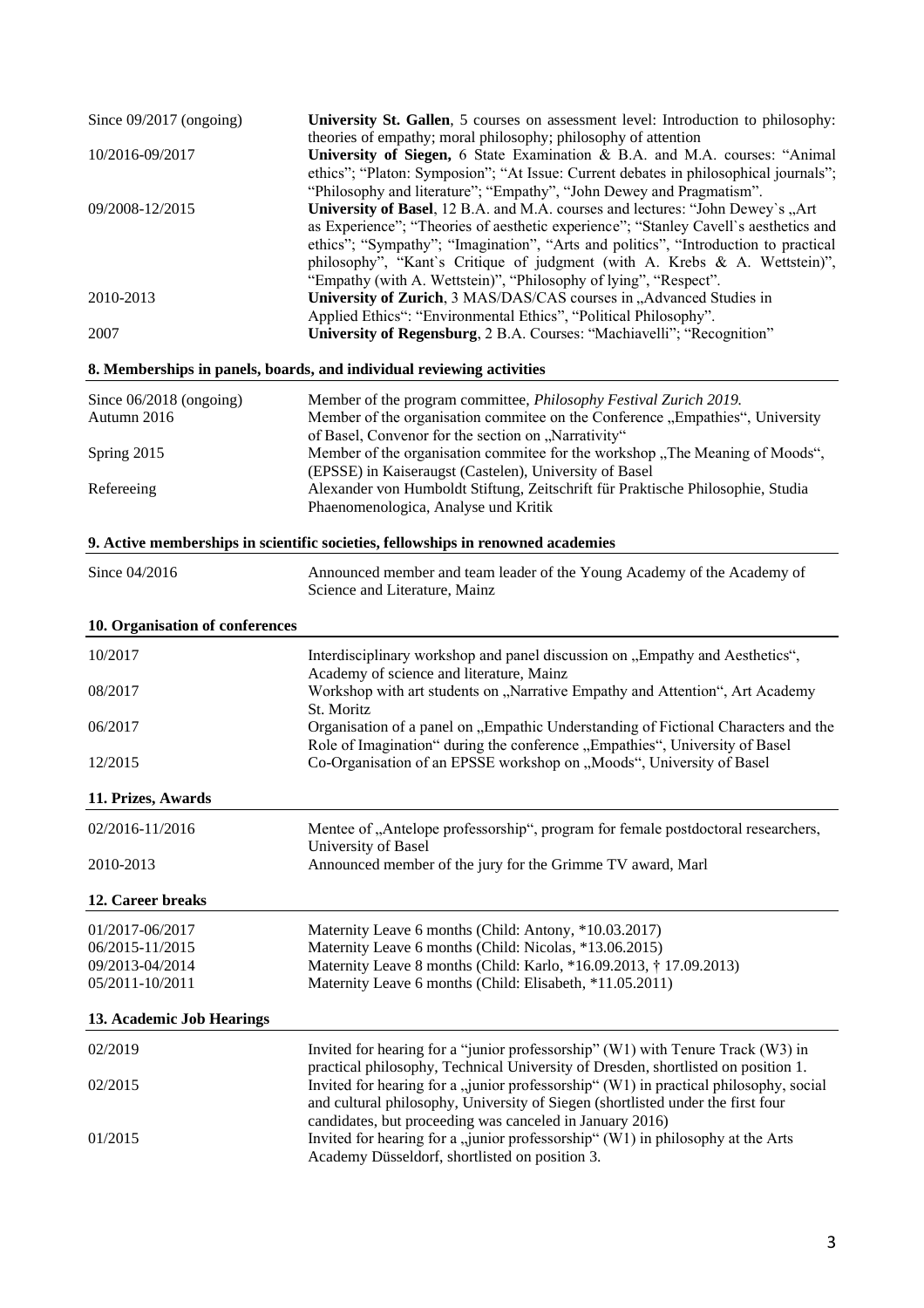| | |
|---|---|
| Since 09/2017 (ongoing) | **University St. Gallen**, 5 courses on assessment level: Introduction to philosophy: theories of empathy; moral philosophy; philosophy of attention |
| 10/2016-09/2017 | **University of Siegen,** 6 State Examination & B.A. and M.A. courses: "Animal ethics"; "Platon: Symposion"; "At Issue: Current debates in philosophical journals"; "Philosophy and literature"; "Empathy", "John Dewey and Pragmatism". |
| 09/2008-12/2015 | **University of Basel**, 12 B.A. and M.A. courses and lectures: "John Dewey`s „Art as Experience"; "Theories of aesthetic experience"; "Stanley Cavell`s aesthetics and ethics"; "Sympathy"; "Imagination", "Arts and politics", "Introduction to practical philosophy", "Kant`s Critique of judgment (with A. Krebs & A. Wettstein)", "Empathy (with A. Wettstein)", "Philosophy of lying", "Respect". |
| 2010-2013 | **University of Zurich**, 3 MAS/DAS/CAS courses in „Advanced Studies in Applied Ethics": "Environmental Ethics", "Political Philosophy". |
| 2007 | **University of Regensburg**, 2 B.A. Courses: "Machiavelli"; "Recognition" |

## 8. Memberships in panels, boards, and individual reviewing activities

| | |
|---|---|
| Since 06/2018 (ongoing) | Member of the program committee, *Philosophy Festival Zurich 2019.* |
| Autumn 2016 | Member of the organisation commitee on the Conference „Empathies", University of Basel, Convenor for the section on „Narrativity" |
| Spring 2015 | Member of the organisation commitee for the workshop „The Meaning of Moods", (EPSSE) in Kaiseraugst (Castelen), University of Basel |
| Refereeing | Alexander von Humboldt Stiftung, Zeitschrift für Praktische Philosophie, Studia Phaenomenologica, Analyse und Kritik |

## 9. Active memberships in scientific societies, fellowships in renowned academies

| | |
|---|---|
| Since 04/2016 | Announced member and team leader of the Young Academy of the Academy of Science and Literature, Mainz |

## 10. Organisation of conferences

| | |
|---|---|
| 10/2017 | Interdisciplinary workshop and panel discussion on „Empathy and Aesthetics", Academy of science and literature, Mainz |
| 08/2017 | Workshop with art students on „Narrative Empathy and Attention", Art Academy St. Moritz |
| 06/2017 | Organisation of a panel on „Empathic Understanding of Fictional Characters and the Role of Imagination" during the conference „Empathies", University of Basel |
| 12/2015 | Co-Organisation of an EPSSE workshop on „Moods", University of Basel |

## 11. Prizes, Awards

| | |
|---|---|
| 02/2016-11/2016 | Mentee of „Antelope professorship", program for female postdoctoral researchers, University of Basel |
| 2010-2013 | Announced member of the jury for the Grimme TV award, Marl |

## 12. Career breaks

| | |
|---|---|
| 01/2017-06/2017 | Maternity Leave 6 months (Child: Antony, *10.03.2017) |
| 06/2015-11/2015 | Maternity Leave 6 months (Child: Nicolas, *13.06.2015) |
| 09/2013-04/2014 | Maternity Leave 8 months (Child: Karlo, *16.09.2013, † 17.09.2013) |
| 05/2011-10/2011 | Maternity Leave 6 months (Child: Elisabeth, *11.05.2011) |

## 13. Academic Job Hearings

| | |
|---|---|
| 02/2019 | Invited for hearing for a "junior professorship" (W1) with Tenure Track (W3) in practical philosophy, Technical University of Dresden, shortlisted on position 1. |
| 02/2015 | Invited for hearing for a „junior professorship" (W1) in practical philosophy, social and cultural philosophy, University of Siegen (shortlisted under the first four candidates, but proceeding was canceled in January 2016) |
| 01/2015 | Invited for hearing for a „junior professorship" (W1) in philosophy at the Arts Academy Düsseldorf, shortlisted on position 3. |